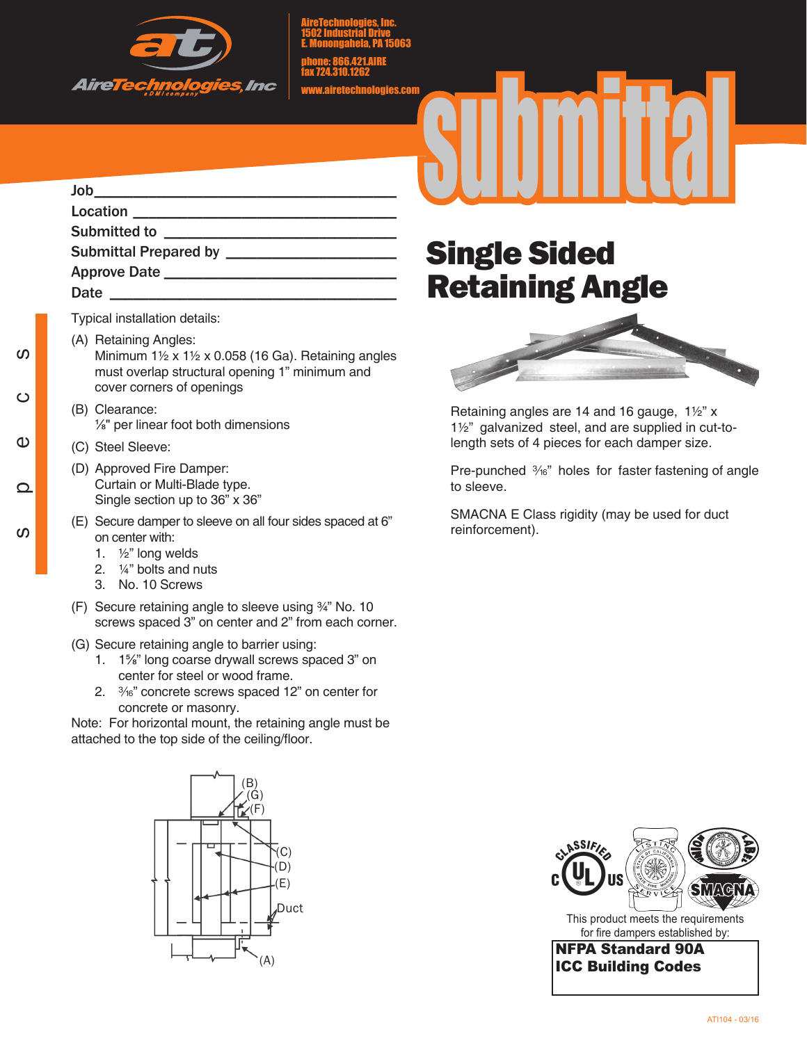AireTechnologies, Inc.
1502 Industrial Drive
E. Monongahela, PA 15063

phone: 866.421.AIRE
fax 724.310.1262

www.airetechnologies.com

# submittal

Job\_\_\_\_\_\_\_\_\_\_\_\_\_\_\_\_\_\_\_\_\_\_\_\_\_\_\_\_\_\_\_\_

Location \_\_\_\_\_\_\_\_\_\_\_\_\_\_\_\_\_\_\_\_\_\_\_\_\_\_\_\_

Submitted to \_\_\_\_\_\_\_\_\_\_\_\_\_\_\_\_\_\_\_\_\_\_\_\_\_\_

Submittal Prepared by \_\_\_\_\_\_\_\_\_\_\_\_\_\_\_\_\_\_\_\_

Approve Date \_\_\_\_\_\_\_\_\_\_\_\_\_\_\_\_\_\_\_\_\_\_\_\_\_\_

Date \_\_\_\_\_\_\_\_\_\_\_\_\_\_\_\_\_\_\_\_\_\_\_\_\_\_\_\_\_\_\_\_

## specs

Typical installation details:

(A) Retaining Angles:
Minimum 1½ x 1½ x 0.058 (16 Ga). Retaining angles must overlap structural opening 1" minimum and cover corners of openings

(B) Clearance:
⅛" per linear foot both dimensions

(C) Steel Sleeve:

(D) Approved Fire Damper:
Curtain or Multi-Blade type.
Single section up to 36" x 36"

(E) Secure damper to sleeve on all four sides spaced at 6" on center with:
1. ½" long welds
2. ¼" bolts and nuts
3. No. 10 Screws

(F) Secure retaining angle to sleeve using ¾" No. 10 screws spaced 3" on center and 2" from each corner.

(G) Secure retaining angle to barrier using:
1. 1⅝" long coarse drywall screws spaced 3" on center for steel or wood frame.
2. ³⁄₁₆" concrete screws spaced 12" on center for concrete or masonry.

Note: For horizontal mount, the retaining angle must be attached to the top side of the ceiling/floor.

(B)
(G)
(F)
(C)
(D)
(E)
Duct
(A)

# Single Sided Retaining Angle

Retaining angles are 14 and 16 gauge, 1½" x 1½" galvanized steel, and are supplied in cut-to-length sets of 4 pieces for each damper size.

Pre-punched ³⁄₁₆" holes for faster fastening of angle to sleeve.

SMACNA E Class rigidity (may be used for duct reinforcement).

This product meets the requirements for fire dampers established by:

**NFPA Standard 90A**
**ICC Building Codes**

ATI104 - 03/16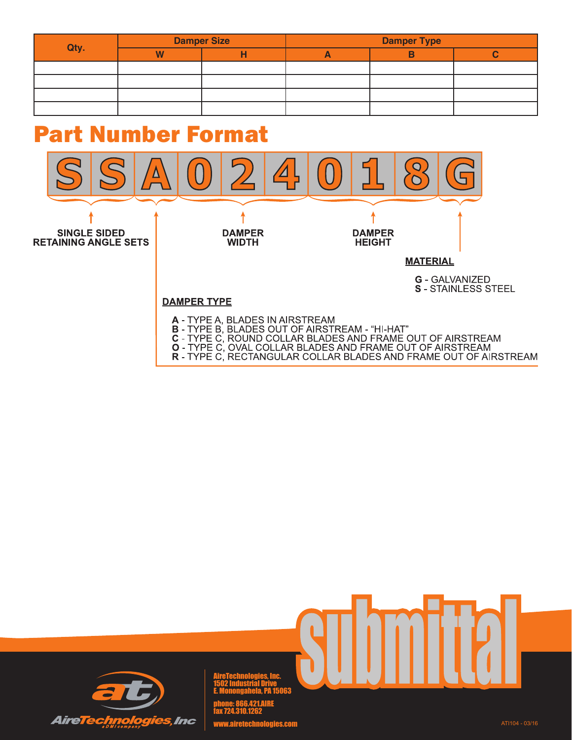| Qty. | Damper Size | | Damper Type | | |
|---|---|---|---|---|---|
| | W | H | A | B | C |
| | | | | | |
| | | | | | |
| | | | | | |
| | | | | | |

# Part Number Format

S S A 0 2 4 0 1 8 G

- **SS** — SINGLE SIDED RETAINING ANGLE SETS
- **A** — DAMPER TYPE
- **024** — DAMPER WIDTH
- **018** — DAMPER HEIGHT
- **G** — MATERIAL

**MATERIAL**

- **G** - GALVANIZED
- **S** - STAINLESS STEEL

**DAMPER TYPE**

- **A** - TYPE A, BLADES IN AIRSTREAM
- **B** - TYPE B, BLADES OUT OF AIRSTREAM - "HI-HAT"
- **C** - TYPE C, ROUND COLLAR BLADES AND FRAME OUT OF AIRSTREAM
- **O** - TYPE C, OVAL COLLAR BLADES AND FRAME OUT OF AIRSTREAM
- **R** - TYPE C, RECTANGULAR COLLAR BLADES AND FRAME OUT OF AIRSTREAM

submittal

AireTechnologies, Inc
a DMI company

AireTechnologies, Inc.
1502 Industrial Drive
E. Monongahela, PA 15063

phone: 866.421.AIRE
fax 724.310.1262

www.airetechnologies.com

ATI104 - 03/16